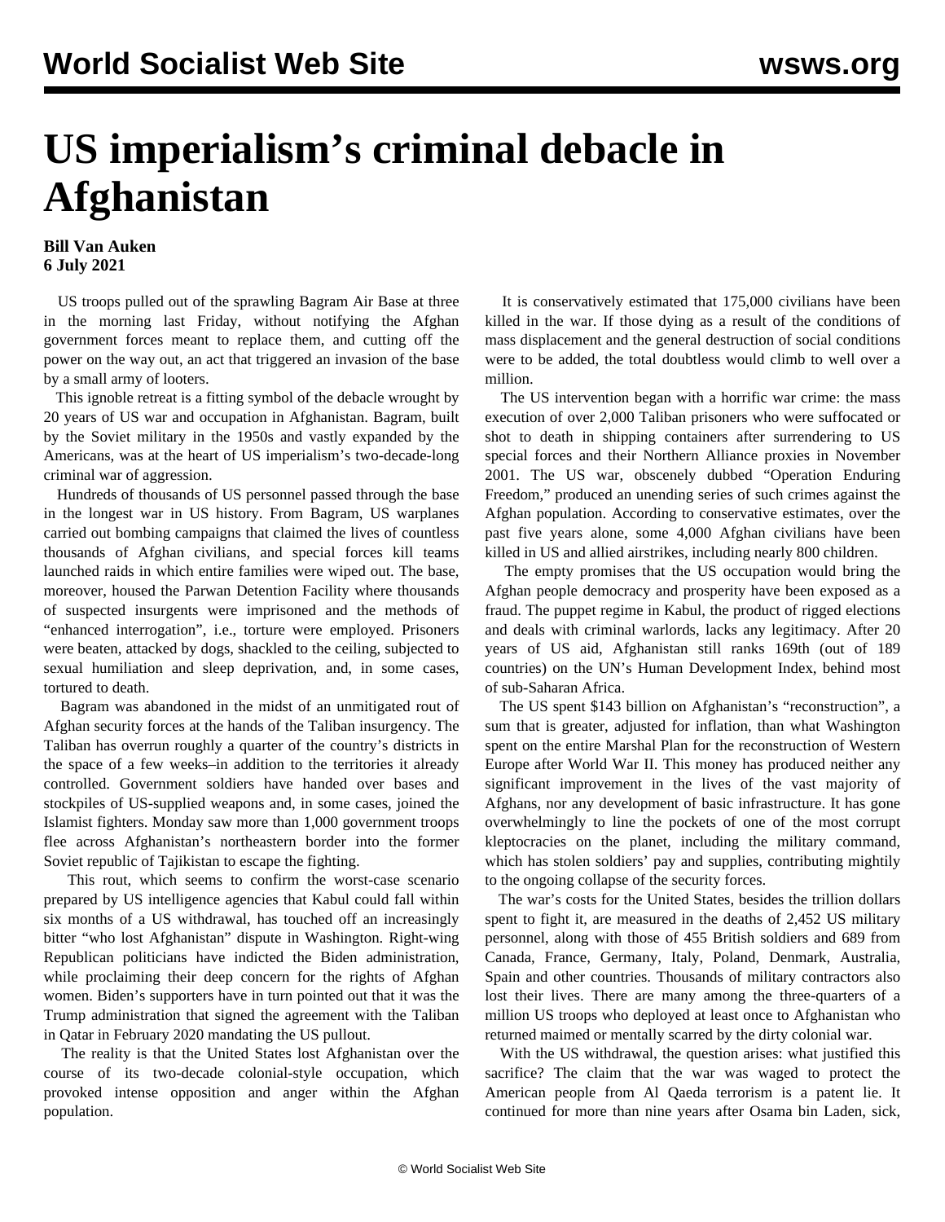# US imperialism's criminal debacle in Afghanistan

**Bill Van Auken**
**6 July 2021**

US troops pulled out of the sprawling Bagram Air Base at three in the morning last Friday, without notifying the Afghan government forces meant to replace them, and cutting off the power on the way out, an act that triggered an invasion of the base by a small army of looters.

This ignoble retreat is a fitting symbol of the debacle wrought by 20 years of US war and occupation in Afghanistan. Bagram, built by the Soviet military in the 1950s and vastly expanded by the Americans, was at the heart of US imperialism's two-decade-long criminal war of aggression.

Hundreds of thousands of US personnel passed through the base in the longest war in US history. From Bagram, US warplanes carried out bombing campaigns that claimed the lives of countless thousands of Afghan civilians, and special forces kill teams launched raids in which entire families were wiped out. The base, moreover, housed the Parwan Detention Facility where thousands of suspected insurgents were imprisoned and the methods of "enhanced interrogation", i.e., torture were employed. Prisoners were beaten, attacked by dogs, shackled to the ceiling, subjected to sexual humiliation and sleep deprivation, and, in some cases, tortured to death.

Bagram was abandoned in the midst of an unmitigated rout of Afghan security forces at the hands of the Taliban insurgency. The Taliban has overrun roughly a quarter of the country's districts in the space of a few weeks–in addition to the territories it already controlled. Government soldiers have handed over bases and stockpiles of US-supplied weapons and, in some cases, joined the Islamist fighters. Monday saw more than 1,000 government troops flee across Afghanistan's northeastern border into the former Soviet republic of Tajikistan to escape the fighting.

This rout, which seems to confirm the worst-case scenario prepared by US intelligence agencies that Kabul could fall within six months of a US withdrawal, has touched off an increasingly bitter "who lost Afghanistan" dispute in Washington. Right-wing Republican politicians have indicted the Biden administration, while proclaiming their deep concern for the rights of Afghan women. Biden's supporters have in turn pointed out that it was the Trump administration that signed the agreement with the Taliban in Qatar in February 2020 mandating the US pullout.

The reality is that the United States lost Afghanistan over the course of its two-decade colonial-style occupation, which provoked intense opposition and anger within the Afghan population.

It is conservatively estimated that 175,000 civilians have been killed in the war. If those dying as a result of the conditions of mass displacement and the general destruction of social conditions were to be added, the total doubtless would climb to well over a million.

The US intervention began with a horrific war crime: the mass execution of over 2,000 Taliban prisoners who were suffocated or shot to death in shipping containers after surrendering to US special forces and their Northern Alliance proxies in November 2001. The US war, obscenely dubbed "Operation Enduring Freedom," produced an unending series of such crimes against the Afghan population. According to conservative estimates, over the past five years alone, some 4,000 Afghan civilians have been killed in US and allied airstrikes, including nearly 800 children.

The empty promises that the US occupation would bring the Afghan people democracy and prosperity have been exposed as a fraud. The puppet regime in Kabul, the product of rigged elections and deals with criminal warlords, lacks any legitimacy. After 20 years of US aid, Afghanistan still ranks 169th (out of 189 countries) on the UN's Human Development Index, behind most of sub-Saharan Africa.

The US spent $143 billion on Afghanistan's "reconstruction", a sum that is greater, adjusted for inflation, than what Washington spent on the entire Marshal Plan for the reconstruction of Western Europe after World War II. This money has produced neither any significant improvement in the lives of the vast majority of Afghans, nor any development of basic infrastructure. It has gone overwhelmingly to line the pockets of one of the most corrupt kleptocracies on the planet, including the military command, which has stolen soldiers' pay and supplies, contributing mightily to the ongoing collapse of the security forces.

The war's costs for the United States, besides the trillion dollars spent to fight it, are measured in the deaths of 2,452 US military personnel, along with those of 455 British soldiers and 689 from Canada, France, Germany, Italy, Poland, Denmark, Australia, Spain and other countries. Thousands of military contractors also lost their lives. There are many among the three-quarters of a million US troops who deployed at least once to Afghanistan who returned maimed or mentally scarred by the dirty colonial war.

With the US withdrawal, the question arises: what justified this sacrifice? The claim that the war was waged to protect the American people from Al Qaeda terrorism is a patent lie. It continued for more than nine years after Osama bin Laden, sick,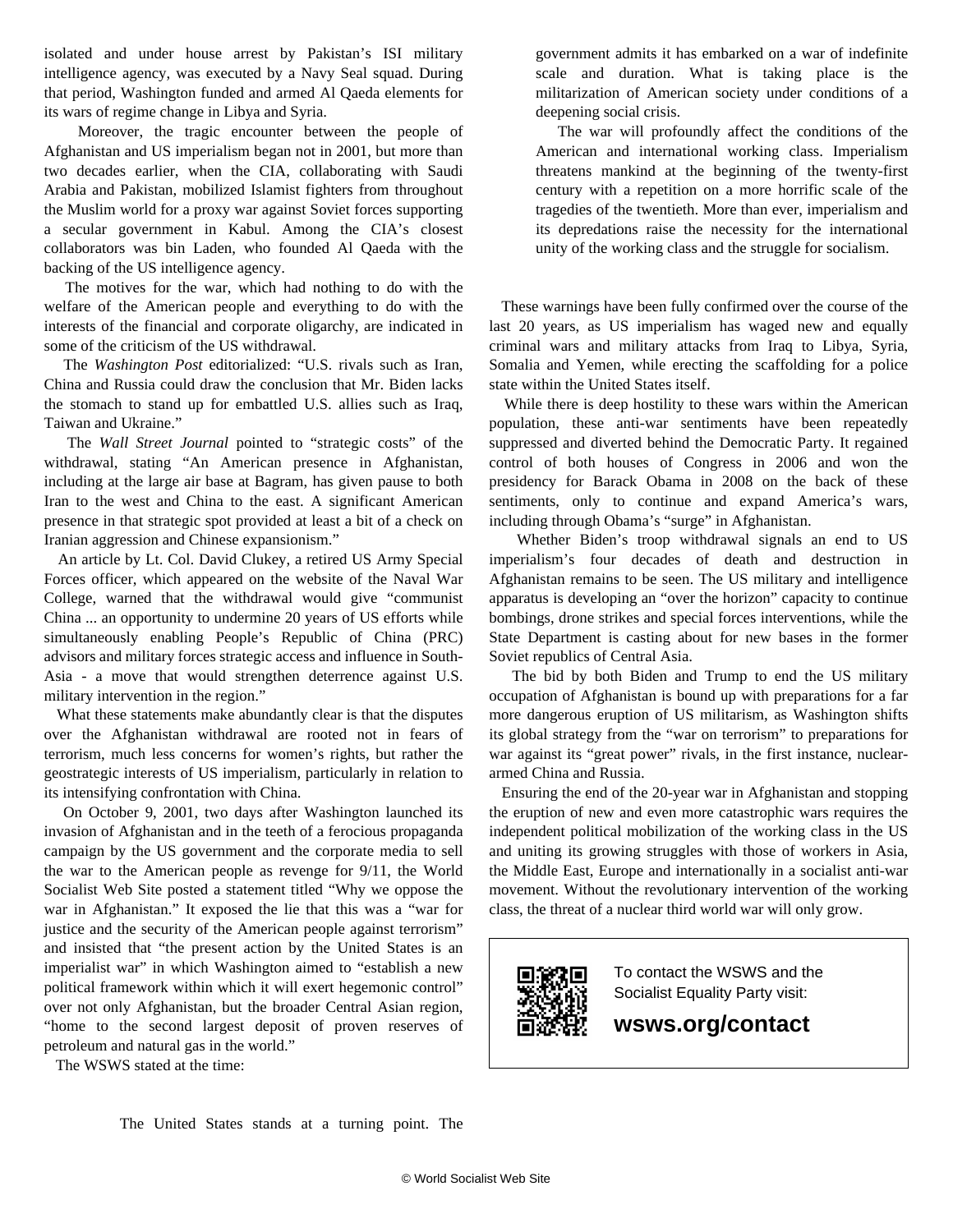isolated and under house arrest by Pakistan's ISI military intelligence agency, was executed by a Navy Seal squad. During that period, Washington funded and armed Al Qaeda elements for its wars of regime change in Libya and Syria.

Moreover, the tragic encounter between the people of Afghanistan and US imperialism began not in 2001, but more than two decades earlier, when the CIA, collaborating with Saudi Arabia and Pakistan, mobilized Islamist fighters from throughout the Muslim world for a proxy war against Soviet forces supporting a secular government in Kabul. Among the CIA's closest collaborators was bin Laden, who founded Al Qaeda with the backing of the US intelligence agency.

The motives for the war, which had nothing to do with the welfare of the American people and everything to do with the interests of the financial and corporate oligarchy, are indicated in some of the criticism of the US withdrawal.

The *Washington Post* editorialized: "U.S. rivals such as Iran, China and Russia could draw the conclusion that Mr. Biden lacks the stomach to stand up for embattled U.S. allies such as Iraq, Taiwan and Ukraine."

The *Wall Street Journal* pointed to "strategic costs" of the withdrawal, stating "An American presence in Afghanistan, including at the large air base at Bagram, has given pause to both Iran to the west and China to the east. A significant American presence in that strategic spot provided at least a bit of a check on Iranian aggression and Chinese expansionism."

An article by Lt. Col. David Clukey, a retired US Army Special Forces officer, which appeared on the website of the Naval War College, warned that the withdrawal would give "communist China ... an opportunity to undermine 20 years of US efforts while simultaneously enabling People's Republic of China (PRC) advisors and military forces strategic access and influence in South-Asia - a move that would strengthen deterrence against U.S. military intervention in the region."

What these statements make abundantly clear is that the disputes over the Afghanistan withdrawal are rooted not in fears of terrorism, much less concerns for women's rights, but rather the geostrategic interests of US imperialism, particularly in relation to its intensifying confrontation with China.

On October 9, 2001, two days after Washington launched its invasion of Afghanistan and in the teeth of a ferocious propaganda campaign by the US government and the corporate media to sell the war to the American people as revenge for 9/11, the World Socialist Web Site posted a statement titled "Why we oppose the war in Afghanistan." It exposed the lie that this was a "war for justice and the security of the American people against terrorism" and insisted that "the present action by the United States is an imperialist war" in which Washington aimed to "establish a new political framework within which it will exert hegemonic control" over not only Afghanistan, but the broader Central Asian region, "home to the second largest deposit of proven reserves of petroleum and natural gas in the world."

The WSWS stated at the time:

> The United States stands at a turning point. The government admits it has embarked on a war of indefinite scale and duration. What is taking place is the militarization of American society under conditions of a deepening social crisis.
>
> The war will profoundly affect the conditions of the American and international working class. Imperialism threatens mankind at the beginning of the twenty-first century with a repetition on a more horrific scale of the tragedies of the twentieth. More than ever, imperialism and its depredations raise the necessity for the international unity of the working class and the struggle for socialism.

These warnings have been fully confirmed over the course of the last 20 years, as US imperialism has waged new and equally criminal wars and military attacks from Iraq to Libya, Syria, Somalia and Yemen, while erecting the scaffolding for a police state within the United States itself.

While there is deep hostility to these wars within the American population, these anti-war sentiments have been repeatedly suppressed and diverted behind the Democratic Party. It regained control of both houses of Congress in 2006 and won the presidency for Barack Obama in 2008 on the back of these sentiments, only to continue and expand America's wars, including through Obama's "surge" in Afghanistan.

Whether Biden's troop withdrawal signals an end to US imperialism's four decades of death and destruction in Afghanistan remains to be seen. The US military and intelligence apparatus is developing an "over the horizon" capacity to continue bombings, drone strikes and special forces interventions, while the State Department is casting about for new bases in the former Soviet republics of Central Asia.

The bid by both Biden and Trump to end the US military occupation of Afghanistan is bound up with preparations for a far more dangerous eruption of US militarism, as Washington shifts its global strategy from the "war on terrorism" to preparations for war against its "great power" rivals, in the first instance, nuclear-armed China and Russia.

Ensuring the end of the 20-year war in Afghanistan and stopping the eruption of new and even more catastrophic wars requires the independent political mobilization of the working class in the US and uniting its growing struggles with those of workers in Asia, the Middle East, Europe and internationally in a socialist anti-war movement. Without the revolutionary intervention of the working class, the threat of a nuclear third world war will only grow.

To contact the WSWS and the Socialist Equality Party visit:

**wsws.org/contact**